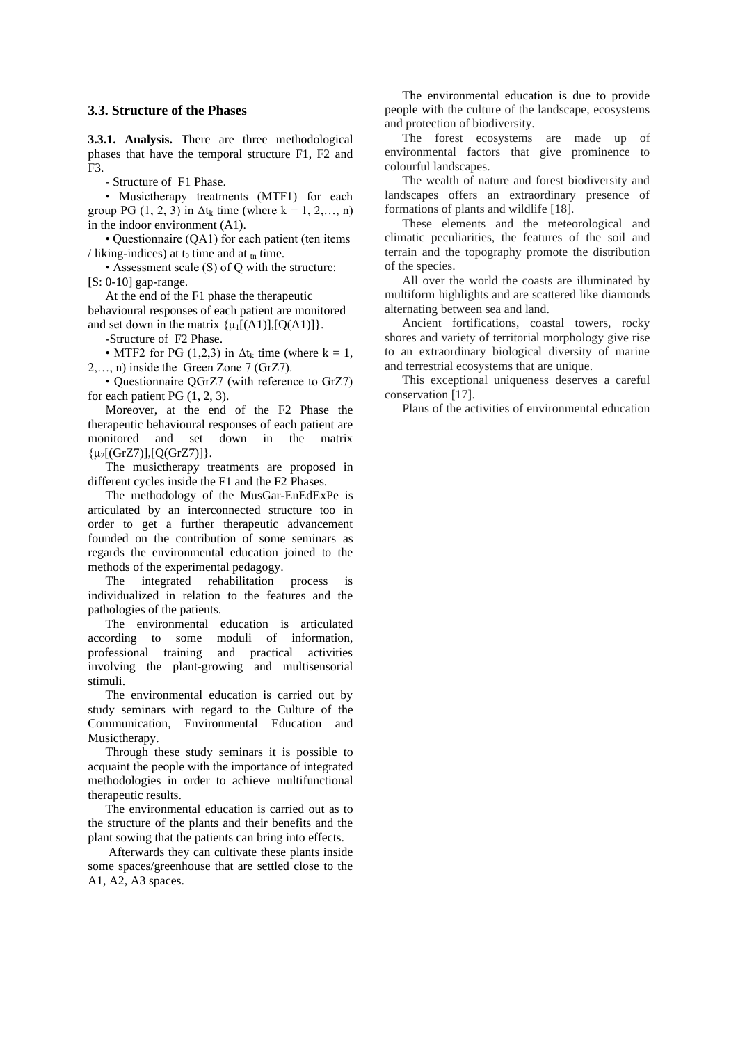### 3.3. Structure of the Phases

**3.3.1. Analysis.** There are three methodological phases that have the temporal structure F1, F2 and F3.

- Structure of F1 Phase.

• Musictherapy treatments (MTF1) for each group PG (1, 2, 3) in $\Delta t_k$ time (where k = 1, 2,…, n) in the indoor environment (A1).

• Questionnaire (QA1) for each patient (ten items / liking-indices) at $t_0$ time and at $t_n$ time.

• Assessment scale (S) of Q with the structure: [S: 0-10] gap-range.

At the end of the F1 phase the therapeutic behavioural responses of each patient are monitored and set down in the matrix $\{\mu_1[(A1)],[Q(A1)]\}$.

-Structure of F2 Phase.

• MTF2 for PG (1,2,3) in $\Delta t_k$ time (where k = 1, 2,…, n) inside the Green Zone 7 (GrZ7).

• Questionnaire QGrZ7 (with reference to GrZ7) for each patient PG (1, 2, 3).

Moreover, at the end of the F2 Phase the therapeutic behavioural responses of each patient are monitored and set down in the matrix $\{\mu_2[(GrZ7)],[Q(GrZ7)]\}$.

The musictherapy treatments are proposed in different cycles inside the F1 and the F2 Phases.

The methodology of the MusGar-EnEdExPe is articulated by an interconnected structure too in order to get a further therapeutic advancement founded on the contribution of some seminars as regards the environmental education joined to the methods of the experimental pedagogy.

The integrated rehabilitation process is individualized in relation to the features and the pathologies of the patients.

The environmental education is articulated according to some moduli of information, professional training and practical activities involving the plant-growing and multisensorial stimuli.

The environmental education is carried out by study seminars with regard to the Culture of the Communication, Environmental Education and Musictherapy.

Through these study seminars it is possible to acquaint the people with the importance of integrated methodologies in order to achieve multifunctional therapeutic results.

The environmental education is carried out as to the structure of the plants and their benefits and the plant sowing that the patients can bring into effects.

Afterwards they can cultivate these plants inside some spaces/greenhouse that are settled close to the A1, A2, A3 spaces.

The environmental education is due to provide people with the culture of the landscape, ecosystems and protection of biodiversity.

The forest ecosystems are made up of environmental factors that give prominence to colourful landscapes.

The wealth of nature and forest biodiversity and landscapes offers an extraordinary presence of formations of plants and wildlife [18].

These elements and the meteorological and climatic peculiarities, the features of the soil and terrain and the topography promote the distribution of the species.

All over the world the coasts are illuminated by multiform highlights and are scattered like diamonds alternating between sea and land.

Ancient fortifications, coastal towers, rocky shores and variety of territorial morphology give rise to an extraordinary biological diversity of marine and terrestrial ecosystems that are unique.

This exceptional uniqueness deserves a careful conservation [17].

Plans of the activities of environmental education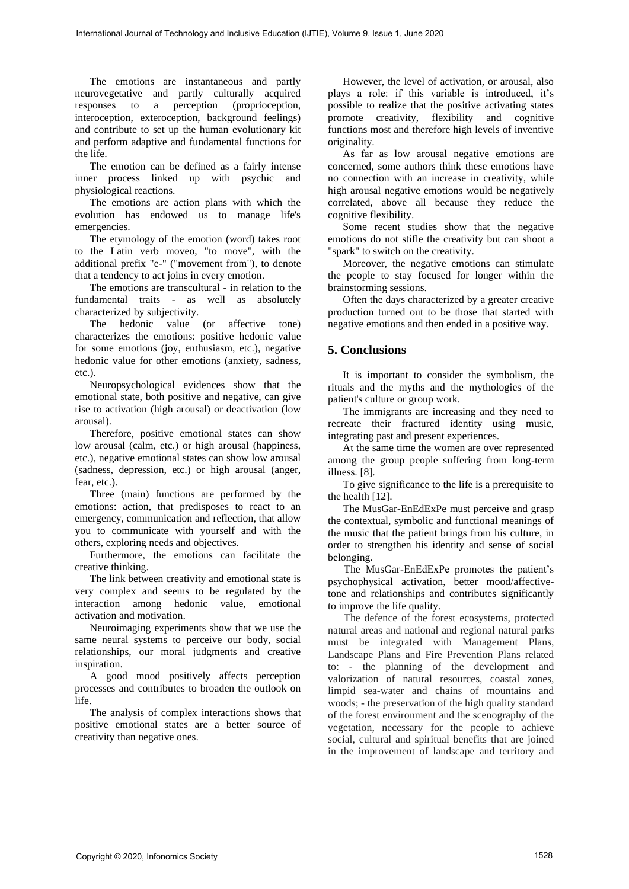The emotions are instantaneous and partly neurovegetative and partly culturally acquired responses to a perception (proprioception, interoception, exteroception, background feelings) and contribute to set up the human evolutionary kit and perform adaptive and fundamental functions for the life.

The emotion can be defined as a fairly intense inner process linked up with psychic and physiological reactions.

The emotions are action plans with which the evolution has endowed us to manage life's emergencies.

The etymology of the emotion (word) takes root to the Latin verb moveo, "to move", with the additional prefix "e-" ("movement from"), to denote that a tendency to act joins in every emotion.

The emotions are transcultural - in relation to the fundamental traits - as well as absolutely characterized by subjectivity.

The hedonic value (or affective tone) characterizes the emotions: positive hedonic value for some emotions (joy, enthusiasm, etc.), negative hedonic value for other emotions (anxiety, sadness, etc.).

Neuropsychological evidences show that the emotional state, both positive and negative, can give rise to activation (high arousal) or deactivation (low arousal).

Therefore, positive emotional states can show low arousal (calm, etc.) or high arousal (happiness, etc.), negative emotional states can show low arousal (sadness, depression, etc.) or high arousal (anger, fear, etc.).

Three (main) functions are performed by the emotions: action, that predisposes to react to an emergency, communication and reflection, that allow you to communicate with yourself and with the others, exploring needs and objectives.

Furthermore, the emotions can facilitate the creative thinking.

The link between creativity and emotional state is very complex and seems to be regulated by the interaction among hedonic value, emotional activation and motivation.

Neuroimaging experiments show that we use the same neural systems to perceive our body, social relationships, our moral judgments and creative inspiration.

A good mood positively affects perception processes and contributes to broaden the outlook on life.

The analysis of complex interactions shows that positive emotional states are a better source of creativity than negative ones.

However, the level of activation, or arousal, also plays a role: if this variable is introduced, it's possible to realize that the positive activating states promote creativity, flexibility and cognitive functions most and therefore high levels of inventive originality.

As far as low arousal negative emotions are concerned, some authors think these emotions have no connection with an increase in creativity, while high arousal negative emotions would be negatively correlated, above all because they reduce the cognitive flexibility.

Some recent studies show that the negative emotions do not stifle the creativity but can shoot a "spark" to switch on the creativity.

Moreover, the negative emotions can stimulate the people to stay focused for longer within the brainstorming sessions.

Often the days characterized by a greater creative production turned out to be those that started with negative emotions and then ended in a positive way.

## 5. Conclusions

It is important to consider the symbolism, the rituals and the myths and the mythologies of the patient's culture or group work.

The immigrants are increasing and they need to recreate their fractured identity using music, integrating past and present experiences.

At the same time the women are over represented among the group people suffering from long-term illness. [8].

To give significance to the life is a prerequisite to the health [12].

The MusGar-EnEdExPe must perceive and grasp the contextual, symbolic and functional meanings of the music that the patient brings from his culture, in order to strengthen his identity and sense of social belonging.

The MusGar-EnEdExPe promotes the patient's psychophysical activation, better mood/affective-tone and relationships and contributes significantly to improve the life quality.

The defence of the forest ecosystems, protected natural areas and national and regional natural parks must be integrated with Management Plans, Landscape Plans and Fire Prevention Plans related to: - the planning of the development and valorization of natural resources, coastal zones, limpid sea-water and chains of mountains and woods; - the preservation of the high quality standard of the forest environment and the scenography of the vegetation, necessary for the people to achieve social, cultural and spiritual benefits that are joined in the improvement of landscape and territory and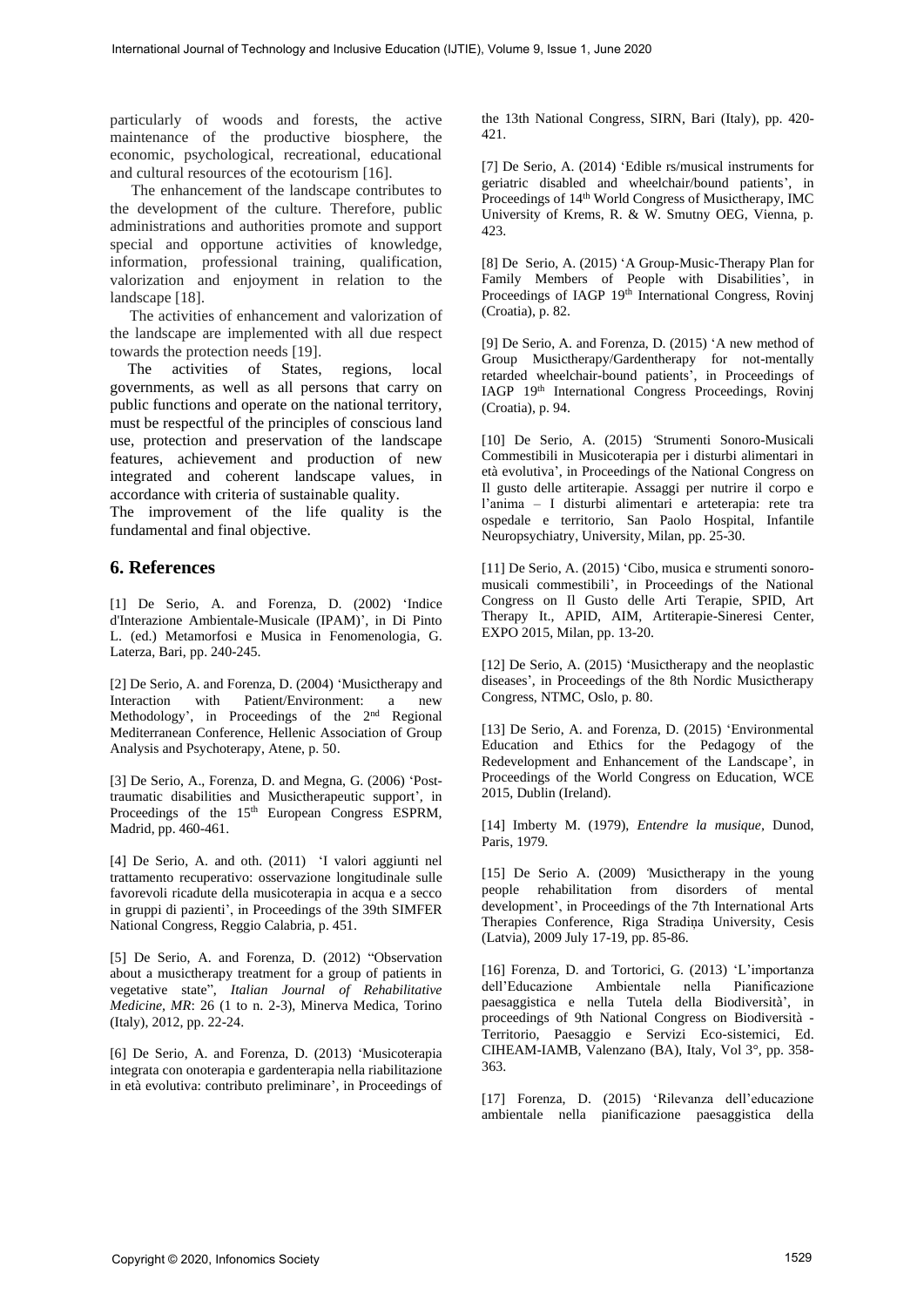particularly of woods and forests, the active maintenance of the productive biosphere, the economic, psychological, recreational, educational and cultural resources of the ecotourism [16].

The enhancement of the landscape contributes to the development of the culture. Therefore, public administrations and authorities promote and support special and opportune activities of knowledge, information, professional training, qualification, valorization and enjoyment in relation to the landscape [18].

The activities of enhancement and valorization of the landscape are implemented with all due respect towards the protection needs [19].

The activities of States, regions, local governments, as well as all persons that carry on public functions and operate on the national territory, must be respectful of the principles of conscious land use, protection and preservation of the landscape features, achievement and production of new integrated and coherent landscape values, in accordance with criteria of sustainable quality.

The improvement of the life quality is the fundamental and final objective.

## 6. References

[1] De Serio, A. and Forenza, D. (2002) 'Indice d'Interazione Ambientale-Musicale (IPAM)', in Di Pinto L. (ed.) Metamorfosi e Musica in Fenomenologia, G. Laterza, Bari, pp. 240-245.

[2] De Serio, A. and Forenza, D. (2004) 'Musictherapy and Interaction with Patient/Environment: a new Methodology', in Proceedings of the 2nd Regional Mediterranean Conference, Hellenic Association of Group Analysis and Psychoterapy, Atene, p. 50.

[3] De Serio, A., Forenza, D. and Megna, G. (2006) 'Post-traumatic disabilities and Musictherapeutic support', in Proceedings of the 15th European Congress ESPRM, Madrid, pp. 460-461.

[4] De Serio, A. and oth. (2011) 'I valori aggiunti nel trattamento recuperativo: osservazione longitudinale sulle favorevoli ricadute della musicoterapia in acqua e a secco in gruppi di pazienti', in Proceedings of the 39th SIMFER National Congress, Reggio Calabria, p. 451.

[5] De Serio, A. and Forenza, D. (2012) "Observation about a musictherapy treatment for a group of patients in vegetative state", *Italian Journal of Rehabilitative Medicine, MR*: 26 (1 to n. 2-3), Minerva Medica, Torino (Italy), 2012, pp. 22-24.

[6] De Serio, A. and Forenza, D. (2013) 'Musicoterapia integrata con onoterapia e gardenterapia nella riabilitazione in età evolutiva: contributo preliminare', in Proceedings of the 13th National Congress, SIRN, Bari (Italy), pp. 420-421.

[7] De Serio, A. (2014) 'Edible rs/musical instruments for geriatric disabled and wheelchair/bound patients', in Proceedings of 14th World Congress of Musictherapy, IMC University of Krems, R. & W. Smutny OEG, Vienna, p. 423.

[8] De Serio, A. (2015) 'A Group-Music-Therapy Plan for Family Members of People with Disabilities', in Proceedings of IAGP 19th International Congress, Rovinj (Croatia), p. 82.

[9] De Serio, A. and Forenza, D. (2015) 'A new method of Group Musictherapy/Gardentherapy for not-mentally retarded wheelchair-bound patients', in Proceedings of IAGP 19th International Congress Proceedings, Rovinj (Croatia), p. 94.

[10] De Serio, A. (2015) 'Strumenti Sonoro-Musicali Commestibili in Musicoterapia per i disturbi alimentari in età evolutiva', in Proceedings of the National Congress on Il gusto delle artiterapie. Assaggi per nutrire il corpo e l'anima – I disturbi alimentari e arteterapia: rete tra ospedale e territorio, San Paolo Hospital, Infantile Neuropsychiatry, University, Milan, pp. 25-30.

[11] De Serio, A. (2015) 'Cibo, musica e strumenti sonoro-musicali commestibili', in Proceedings of the National Congress on Il Gusto delle Arti Terapie, SPID, Art Therapy It., APID, AIM, Artiterapie-Sineresi Center, EXPO 2015, Milan, pp. 13-20.

[12] De Serio, A. (2015) 'Musictherapy and the neoplastic diseases', in Proceedings of the 8th Nordic Musictherapy Congress, NTMC, Oslo, p. 80.

[13] De Serio, A. and Forenza, D. (2015) 'Environmental Education and Ethics for the Pedagogy of the Redevelopment and Enhancement of the Landscape', in Proceedings of the World Congress on Education, WCE 2015, Dublin (Ireland).

[14] Imberty M. (1979), *Entendre la musique*, Dunod, Paris, 1979.

[15] De Serio A. (2009) 'Musictherapy in the young people rehabilitation from disorders of mental development', in Proceedings of the 7th International Arts Therapies Conference, Riga Stradiņa University, Cesis (Latvia), 2009 July 17-19, pp. 85-86.

[16] Forenza, D. and Tortorici, G. (2013) 'L'importanza dell'Educazione Ambientale nella Pianificazione paesaggistica e nella Tutela della Biodiversità', in proceedings of 9th National Congress on Biodiversità - Territorio, Paesaggio e Servizi Eco-sistemici, Ed. CIHEAM-IAMB, Valenzano (BA), Italy, Vol 3°, pp. 358-363.

[17] Forenza, D. (2015) 'Rilevanza dell'educazione ambientale nella pianificazione paesaggistica della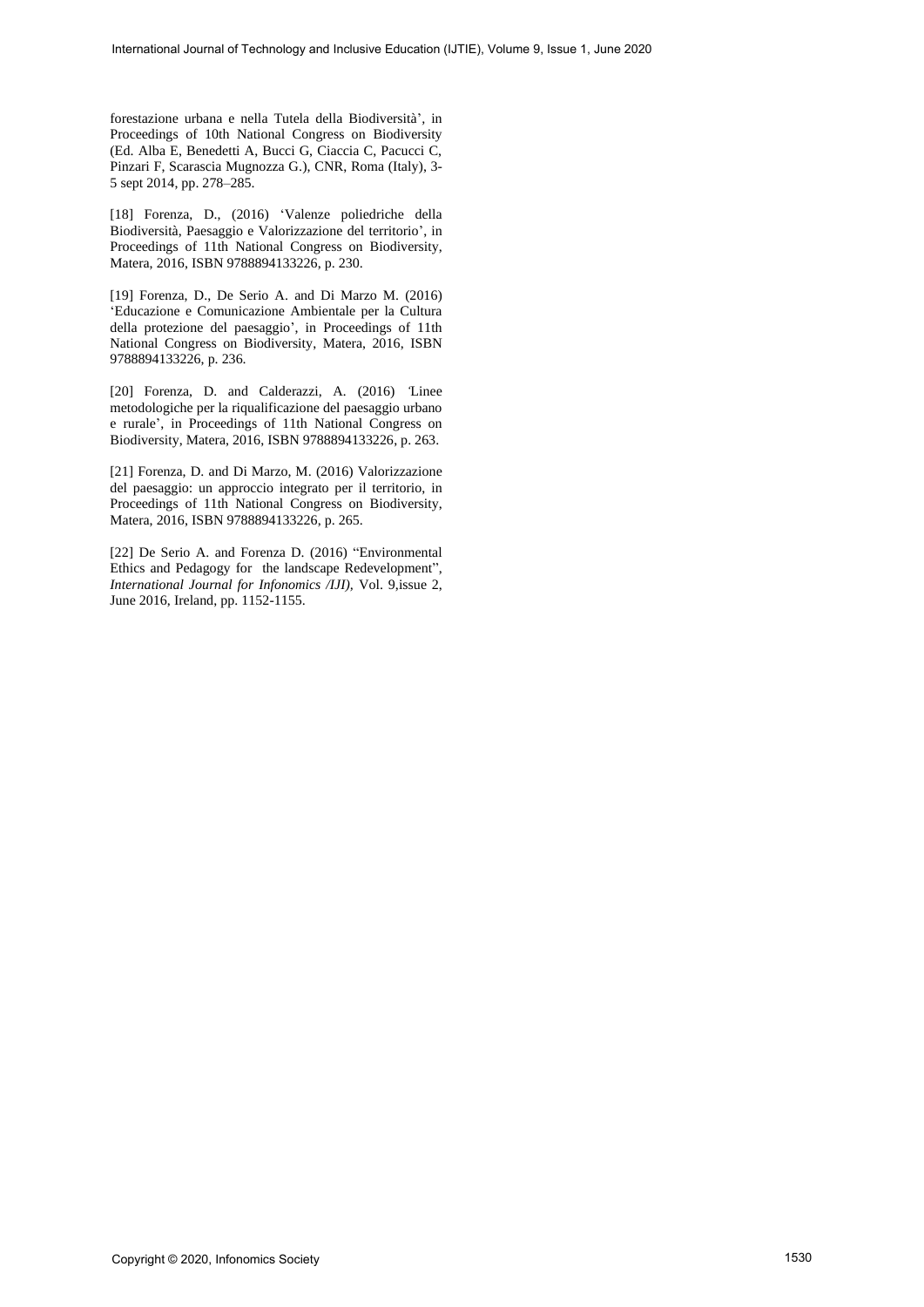forestazione urbana e nella Tutela della Biodiversità', in Proceedings of 10th National Congress on Biodiversity (Ed. Alba E, Benedetti A, Bucci G, Ciaccia C, Pacucci C, Pinzari F, Scarascia Mugnozza G.), CNR, Roma (Italy), 3-5 sept 2014, pp. 278–285.

[18] Forenza, D., (2016) 'Valenze poliedriche della Biodiversità, Paesaggio e Valorizzazione del territorio', in Proceedings of 11th National Congress on Biodiversity, Matera, 2016, ISBN 9788894133226, p. 230.

[19] Forenza, D., De Serio A. and Di Marzo M. (2016) 'Educazione e Comunicazione Ambientale per la Cultura della protezione del paesaggio', in Proceedings of 11th National Congress on Biodiversity, Matera, 2016, ISBN 9788894133226, p. 236.

[20] Forenza, D. and Calderazzi, A. (2016) 'Linee metodologiche per la riqualificazione del paesaggio urbano e rurale', in Proceedings of 11th National Congress on Biodiversity, Matera, 2016, ISBN 9788894133226, p. 263.

[21] Forenza, D. and Di Marzo, M. (2016) Valorizzazione del paesaggio: un approccio integrato per il territorio, in Proceedings of 11th National Congress on Biodiversity, Matera, 2016, ISBN 9788894133226, p. 265.

[22] De Serio A. and Forenza D. (2016) "Environmental Ethics and Pedagogy for the landscape Redevelopment", *International Journal for Infonomics /IJI)*, Vol. 9,issue 2, June 2016, Ireland, pp. 1152-1155.